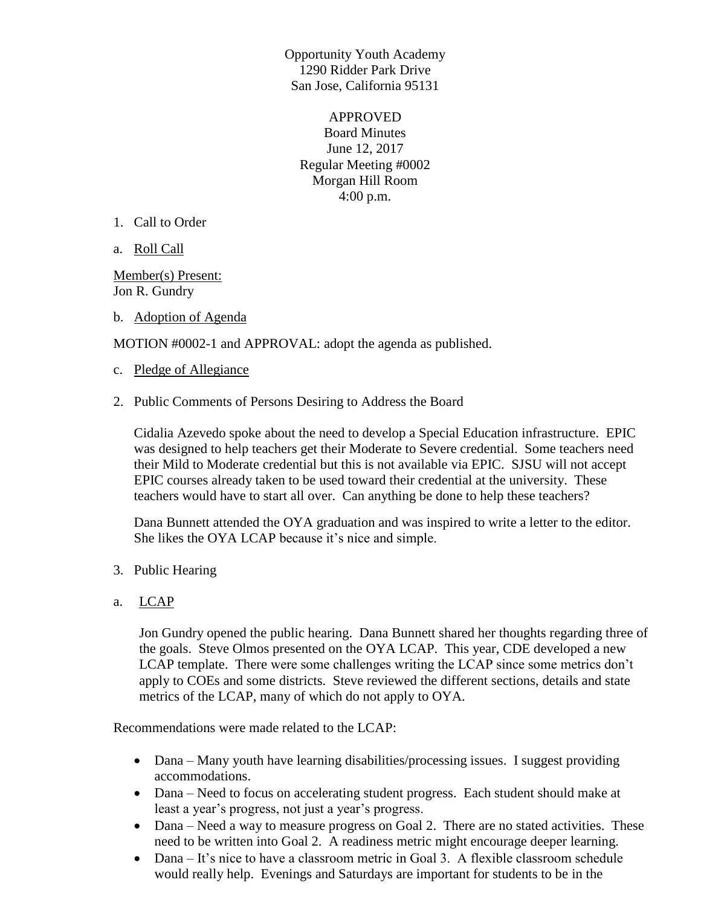Opportunity Youth Academy
1290 Ridder Park Drive
San Jose, California 95131

APPROVED
Board Minutes
June 12, 2017
Regular Meeting #0002
Morgan Hill Room
4:00 p.m.

1. Call to Order

a. Roll Call

Member(s) Present:
Jon R. Gundry

b. Adoption of Agenda

MOTION #0002-1 and APPROVAL: adopt the agenda as published.

c. Pledge of Allegiance

2. Public Comments of Persons Desiring to Address the Board

Cidalia Azevedo spoke about the need to develop a Special Education infrastructure. EPIC was designed to help teachers get their Moderate to Severe credential. Some teachers need their Mild to Moderate credential but this is not available via EPIC. SJSU will not accept EPIC courses already taken to be used toward their credential at the university. These teachers would have to start all over. Can anything be done to help these teachers?

Dana Bunnett attended the OYA graduation and was inspired to write a letter to the editor. She likes the OYA LCAP because it's nice and simple.

3. Public Hearing

a. LCAP

Jon Gundry opened the public hearing. Dana Bunnett shared her thoughts regarding three of the goals. Steve Olmos presented on the OYA LCAP. This year, CDE developed a new LCAP template. There were some challenges writing the LCAP since some metrics don't apply to COEs and some districts. Steve reviewed the different sections, details and state metrics of the LCAP, many of which do not apply to OYA.

Recommendations were made related to the LCAP:

- Dana – Many youth have learning disabilities/processing issues. I suggest providing accommodations.
- Dana – Need to focus on accelerating student progress. Each student should make at least a year's progress, not just a year's progress.
- Dana – Need a way to measure progress on Goal 2. There are no stated activities. These need to be written into Goal 2. A readiness metric might encourage deeper learning.
- Dana – It's nice to have a classroom metric in Goal 3. A flexible classroom schedule would really help. Evenings and Saturdays are important for students to be in the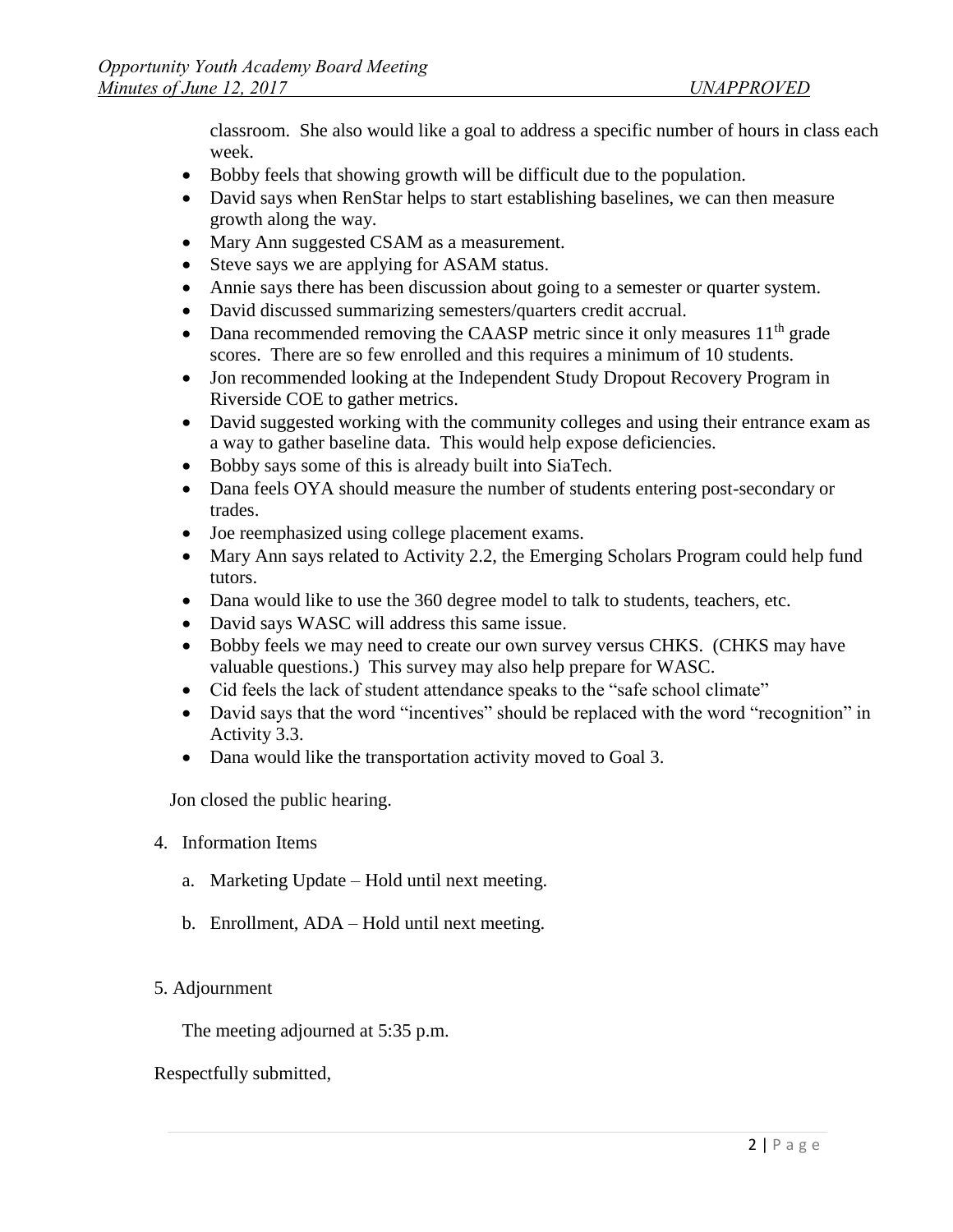classroom. She also would like a goal to address a specific number of hours in class each week.

- Bobby feels that showing growth will be difficult due to the population.
- David says when RenStar helps to start establishing baselines, we can then measure growth along the way.
- Mary Ann suggested CSAM as a measurement.
- Steve says we are applying for ASAM status.
- Annie says there has been discussion about going to a semester or quarter system.
- David discussed summarizing semesters/quarters credit accrual.
- Dana recommended removing the CAASP metric since it only measures 11th grade scores. There are so few enrolled and this requires a minimum of 10 students.
- Jon recommended looking at the Independent Study Dropout Recovery Program in Riverside COE to gather metrics.
- David suggested working with the community colleges and using their entrance exam as a way to gather baseline data. This would help expose deficiencies.
- Bobby says some of this is already built into SiaTech.
- Dana feels OYA should measure the number of students entering post-secondary or trades.
- Joe reemphasized using college placement exams.
- Mary Ann says related to Activity 2.2, the Emerging Scholars Program could help fund tutors.
- Dana would like to use the 360 degree model to talk to students, teachers, etc.
- David says WASC will address this same issue.
- Bobby feels we may need to create our own survey versus CHKS. (CHKS may have valuable questions.) This survey may also help prepare for WASC.
- Cid feels the lack of student attendance speaks to the "safe school climate"
- David says that the word "incentives" should be replaced with the word "recognition" in Activity 3.3.
- Dana would like the transportation activity moved to Goal 3.

Jon closed the public hearing.

4. Information Items

   a. Marketing Update – Hold until next meeting.

   b. Enrollment, ADA – Hold until next meeting.

5. Adjournment

   The meeting adjourned at 5:35 p.m.

Respectfully submitted,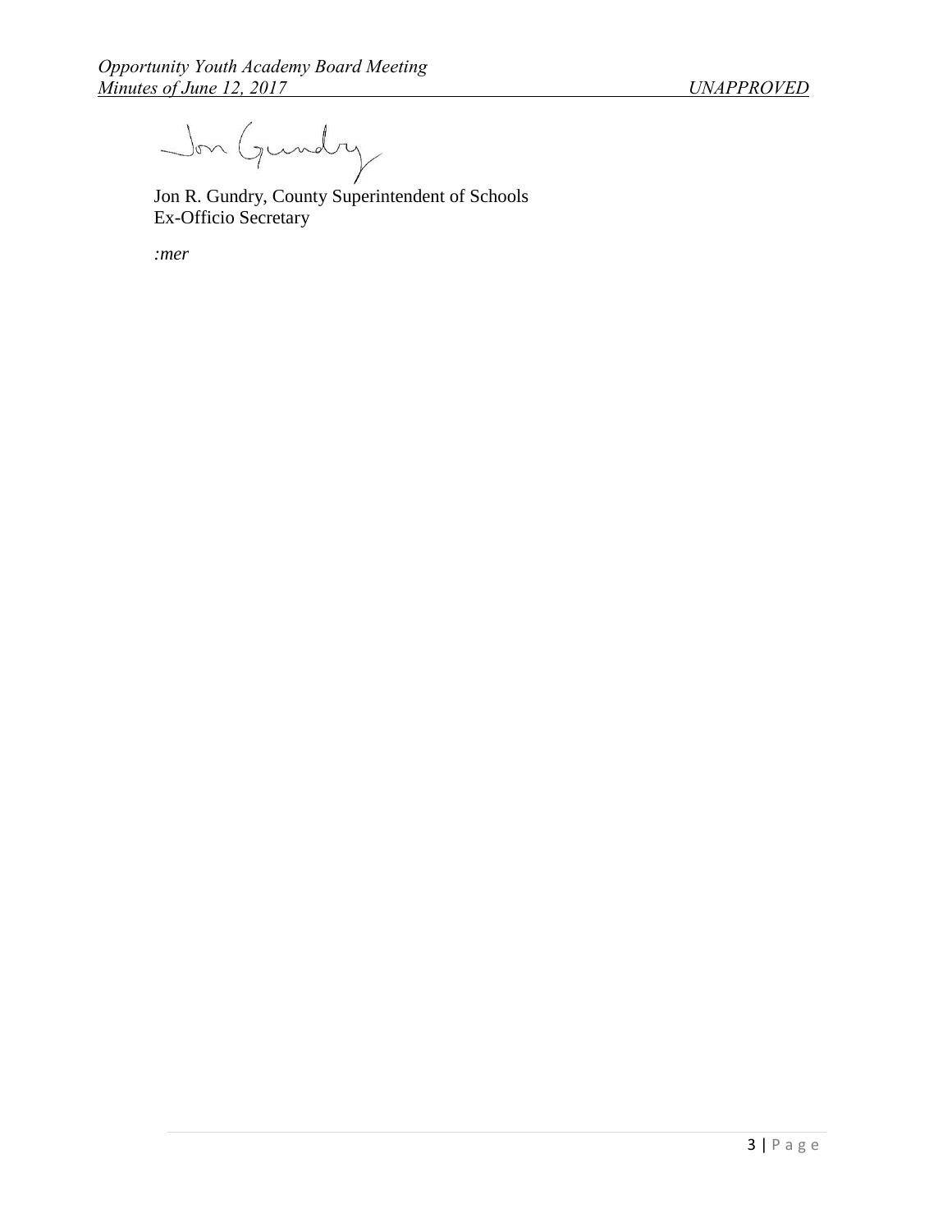Jon Gundry

Jon R. Gundry, County Superintendent of Schools
Ex-Officio Secretary

*:mer*